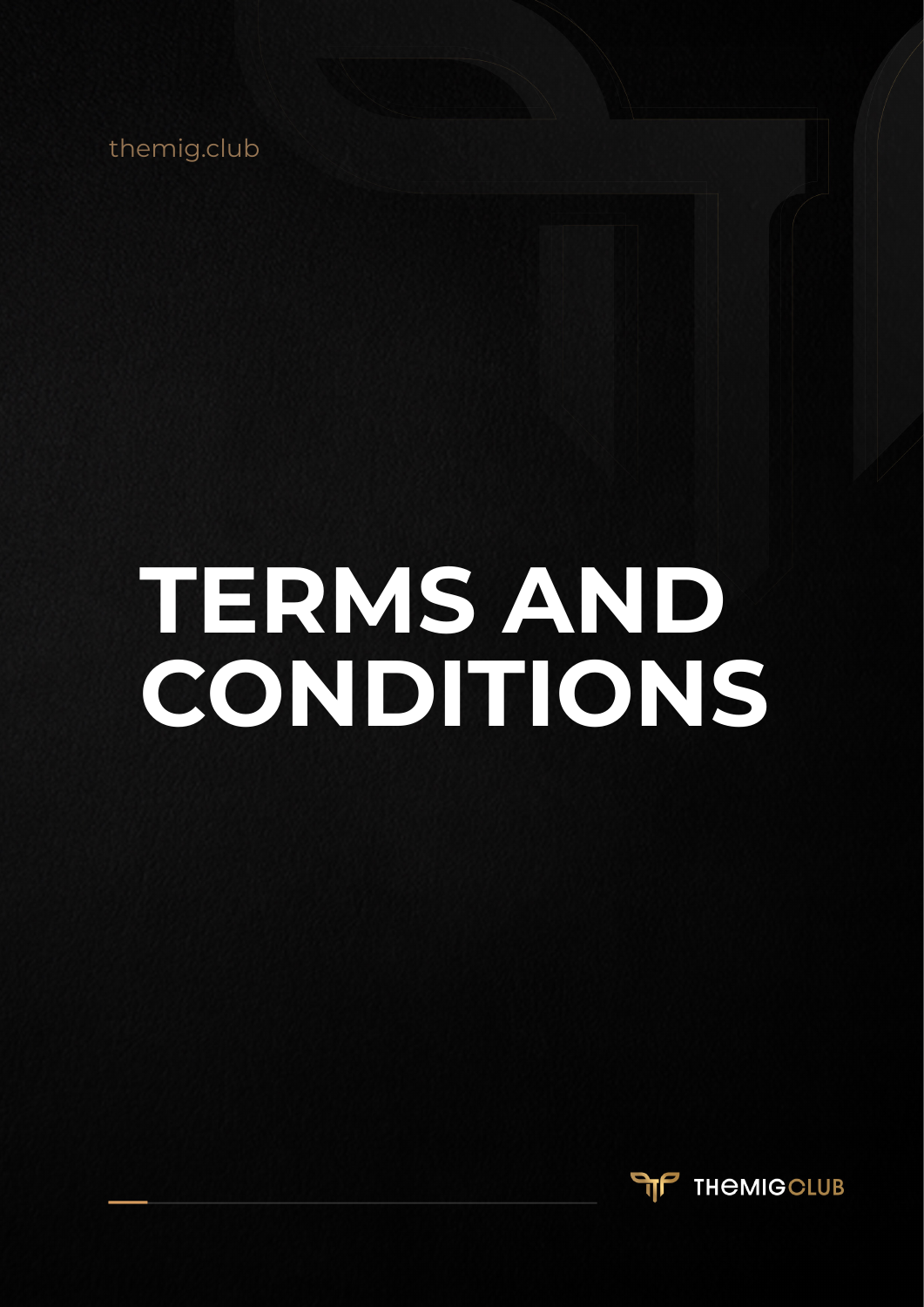themig.club

# TERMS AND CONDITIONS

THEMIGCLUB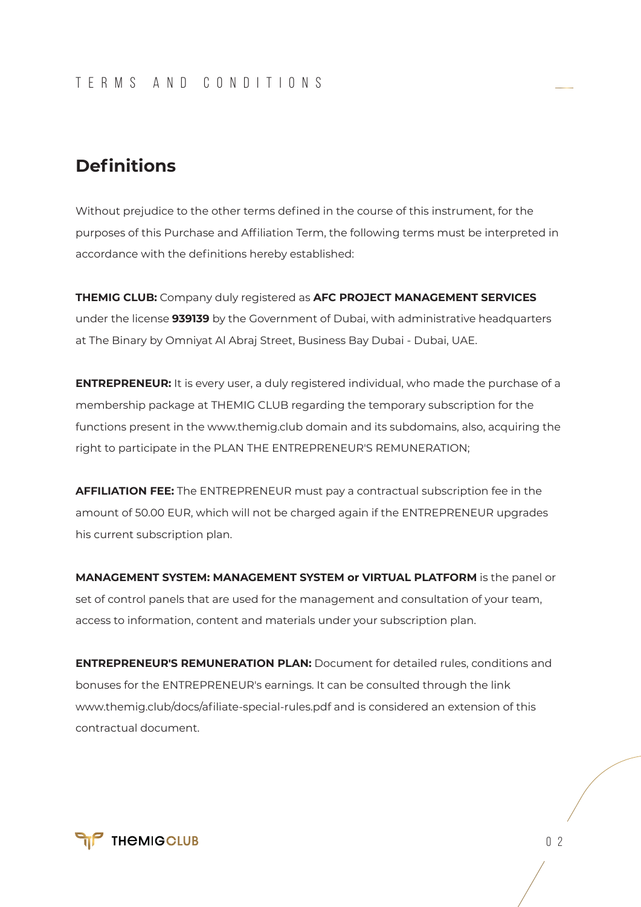## Definitions

Without prejudice to the other terms defined in the course of this instrument, for the purposes of this Purchase and Affiliation Term, the following terms must be interpreted in accordance with the definitions hereby established:

**THEMIG CLUB:** Company duly registered as **AFC PROJECT MANAGEMENT SERVICES** under the license **939139** by the Government of Dubai, with administrative headquarters at The Binary by Omniyat Al Abraj Street, Business Bay Dubai - Dubai, UAE.

**ENTREPRENEUR:** It is every user, a duly registered individual, who made the purchase of a membership package at THEMIG CLUB regarding the temporary subscription for the functions present in the www.themig.club domain and its subdomains, also, acquiring the right to participate in the PLAN THE ENTREPRENEUR'S REMUNERATION;

**AFFILIATION FEE:** The ENTREPRENEUR must pay a contractual subscription fee in the amount of 50.00 EUR, which will not be charged again if the ENTREPRENEUR upgrades his current subscription plan.

**MANAGEMENT SYSTEM: MANAGEMENT SYSTEM or VIRTUAL PLATFORM** is the panel or set of control panels that are used for the management and consultation of your team, access to information, content and materials under your subscription plan.

**ENTREPRENEUR'S REMUNERATION PLAN:** Document for detailed rules, conditions and bonuses for the ENTREPRENEUR's earnings. It can be consulted through the link www.themig.club/docs/afiliate-special-rules.pdf and is considered an extension of this contractual document.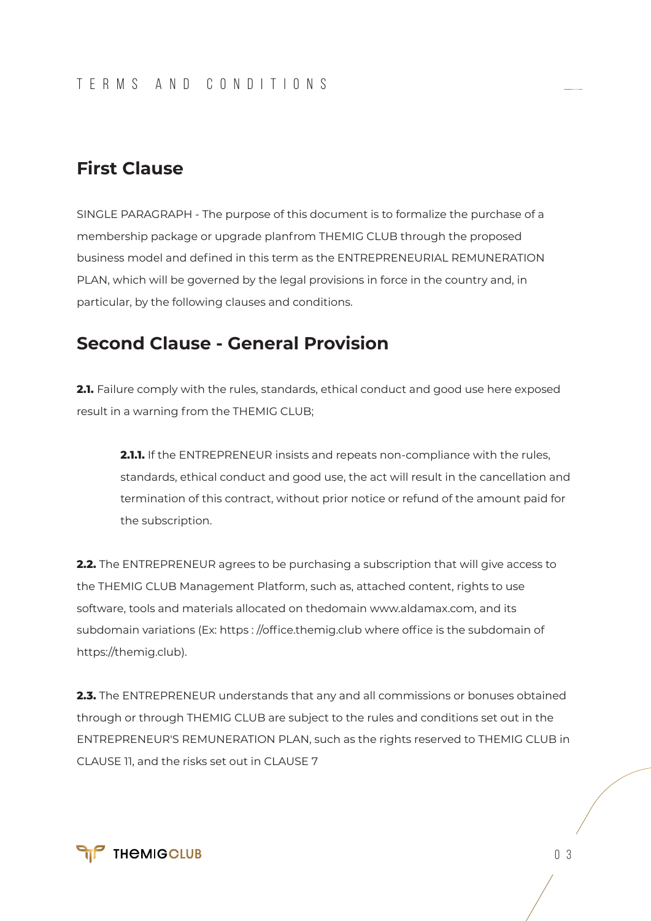## First Clause

SINGLE PARAGRAPH - The purpose of this document is to formalize the purchase of a membership package or upgrade planfrom THEMIG CLUB through the proposed business model and defined in this term as the ENTREPRENEURIAL REMUNERATION PLAN, which will be governed by the legal provisions in force in the country and, in particular, by the following clauses and conditions.

## Second Clause - General Provision

**2.1.** Failure comply with the rules, standards, ethical conduct and good use here exposed result in a warning from the THEMIG CLUB;

> **2.1.1.** If the ENTREPRENEUR insists and repeats non-compliance with the rules, standards, ethical conduct and good use, the act will result in the cancellation and termination of this contract, without prior notice or refund of the amount paid for the subscription.

**2.2.** The ENTREPRENEUR agrees to be purchasing a subscription that will give access to the THEMIG CLUB Management Platform, such as, attached content, rights to use software, tools and materials allocated on thedomain www.aldamax.com, and its subdomain variations (Ex: https : //office.themig.club where office is the subdomain of https://themig.club).

**2.3.** The ENTREPRENEUR understands that any and all commissions or bonuses obtained through or through THEMIG CLUB are subject to the rules and conditions set out in the ENTREPRENEUR'S REMUNERATION PLAN, such as the rights reserved to THEMIG CLUB in CLAUSE 11, and the risks set out in CLAUSE 7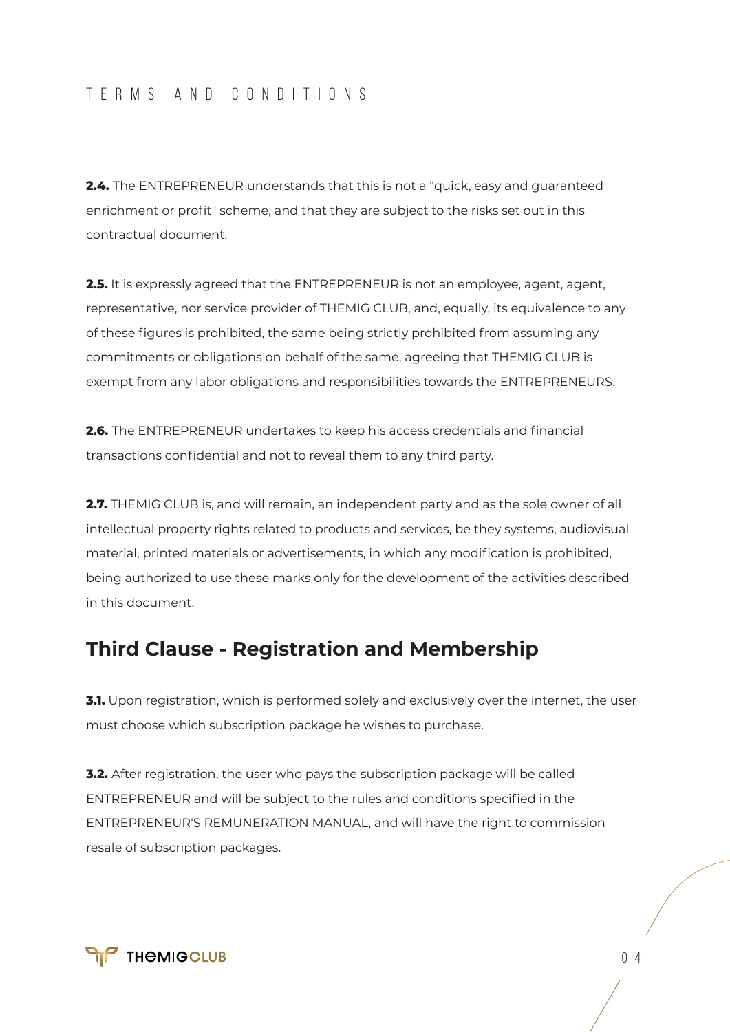**2.4.** The ENTREPRENEUR understands that this is not a "quick, easy and guaranteed enrichment or profit" scheme, and that they are subject to the risks set out in this contractual document.

**2.5.** It is expressly agreed that the ENTREPRENEUR is not an employee, agent, agent, representative, nor service provider of THEMIG CLUB, and, equally, its equivalence to any of these figures is prohibited, the same being strictly prohibited from assuming any commitments or obligations on behalf of the same, agreeing that THEMIG CLUB is exempt from any labor obligations and responsibilities towards the ENTREPRENEURS.

**2.6.** The ENTREPRENEUR undertakes to keep his access credentials and financial transactions confidential and not to reveal them to any third party.

**2.7.** THEMIG CLUB is, and will remain, an independent party and as the sole owner of all intellectual property rights related to products and services, be they systems, audiovisual material, printed materials or advertisements, in which any modification is prohibited, being authorized to use these marks only for the development of the activities described in this document.

## Third Clause - Registration and Membership

**3.1.** Upon registration, which is performed solely and exclusively over the internet, the user must choose which subscription package he wishes to purchase.

**3.2.** After registration, the user who pays the subscription package will be called ENTREPRENEUR and will be subject to the rules and conditions specified in the ENTREPRENEUR'S REMUNERATION MANUAL, and will have the right to commission resale of subscription packages.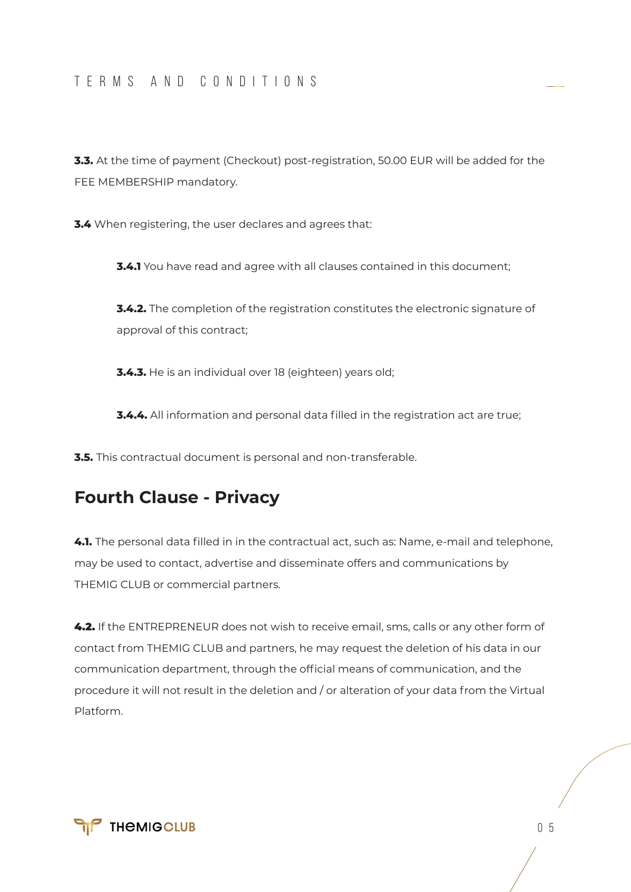**3.3.** At the time of payment (Checkout) post-registration, 50.00 EUR will be added for the FEE MEMBERSHIP mandatory.

**3.4** When registering, the user declares and agrees that:

> **3.4.1** You have read and agree with all clauses contained in this document;
>
> **3.4.2.** The completion of the registration constitutes the electronic signature of approval of this contract;
>
> **3.4.3.** He is an individual over 18 (eighteen) years old;
>
> **3.4.4.** All information and personal data filled in the registration act are true;

**3.5.** This contractual document is personal and non-transferable.

## Fourth Clause - Privacy

**4.1.** The personal data filled in in the contractual act, such as: Name, e-mail and telephone, may be used to contact, advertise and disseminate offers and communications by THEMIG CLUB or commercial partners.

**4.2.** If the ENTREPRENEUR does not wish to receive email, sms, calls or any other form of contact from THEMIG CLUB and partners, he may request the deletion of his data in our communication department, through the official means of communication, and the procedure it will not result in the deletion and / or alteration of your data from the Virtual Platform.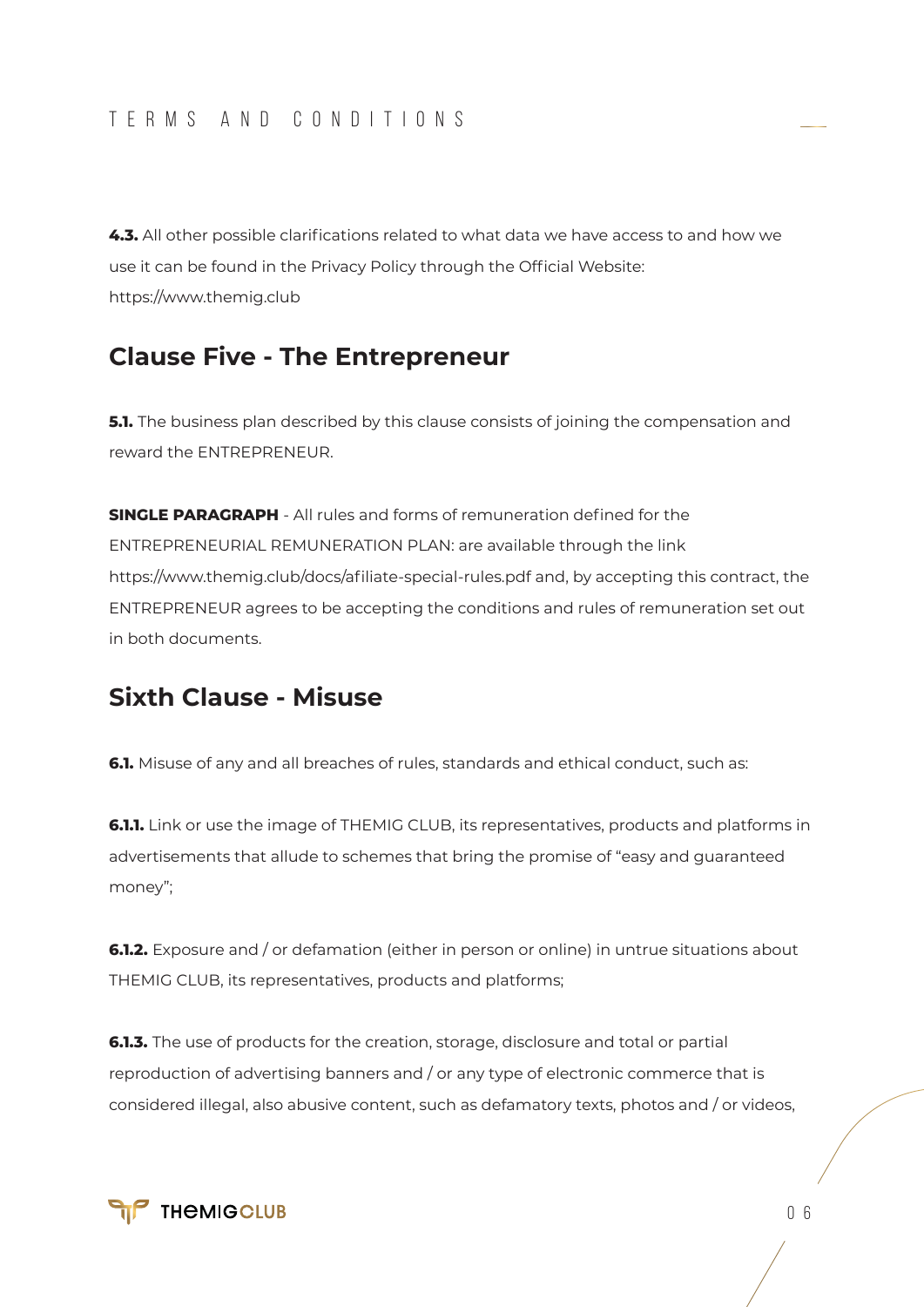**4.3.** All other possible clarifications related to what data we have access to and how we use it can be found in the Privacy Policy through the Official Website: https://www.themig.club

## Clause Five - The Entrepreneur

**5.1.** The business plan described by this clause consists of joining the compensation and reward the ENTREPRENEUR.

**SINGLE PARAGRAPH** - All rules and forms of remuneration defined for the ENTREPRENEURIAL REMUNERATION PLAN: are available through the link https://www.themig.club/docs/afiliate-special-rules.pdf and, by accepting this contract, the ENTREPRENEUR agrees to be accepting the conditions and rules of remuneration set out in both documents.

## Sixth Clause - Misuse

**6.1.** Misuse of any and all breaches of rules, standards and ethical conduct, such as:

**6.1.1.** Link or use the image of THEMIG CLUB, its representatives, products and platforms in advertisements that allude to schemes that bring the promise of "easy and guaranteed money";

**6.1.2.** Exposure and / or defamation (either in person or online) in untrue situations about THEMIG CLUB, its representatives, products and platforms;

**6.1.3.** The use of products for the creation, storage, disclosure and total or partial reproduction of advertising banners and / or any type of electronic commerce that is considered illegal, also abusive content, such as defamatory texts, photos and / or videos,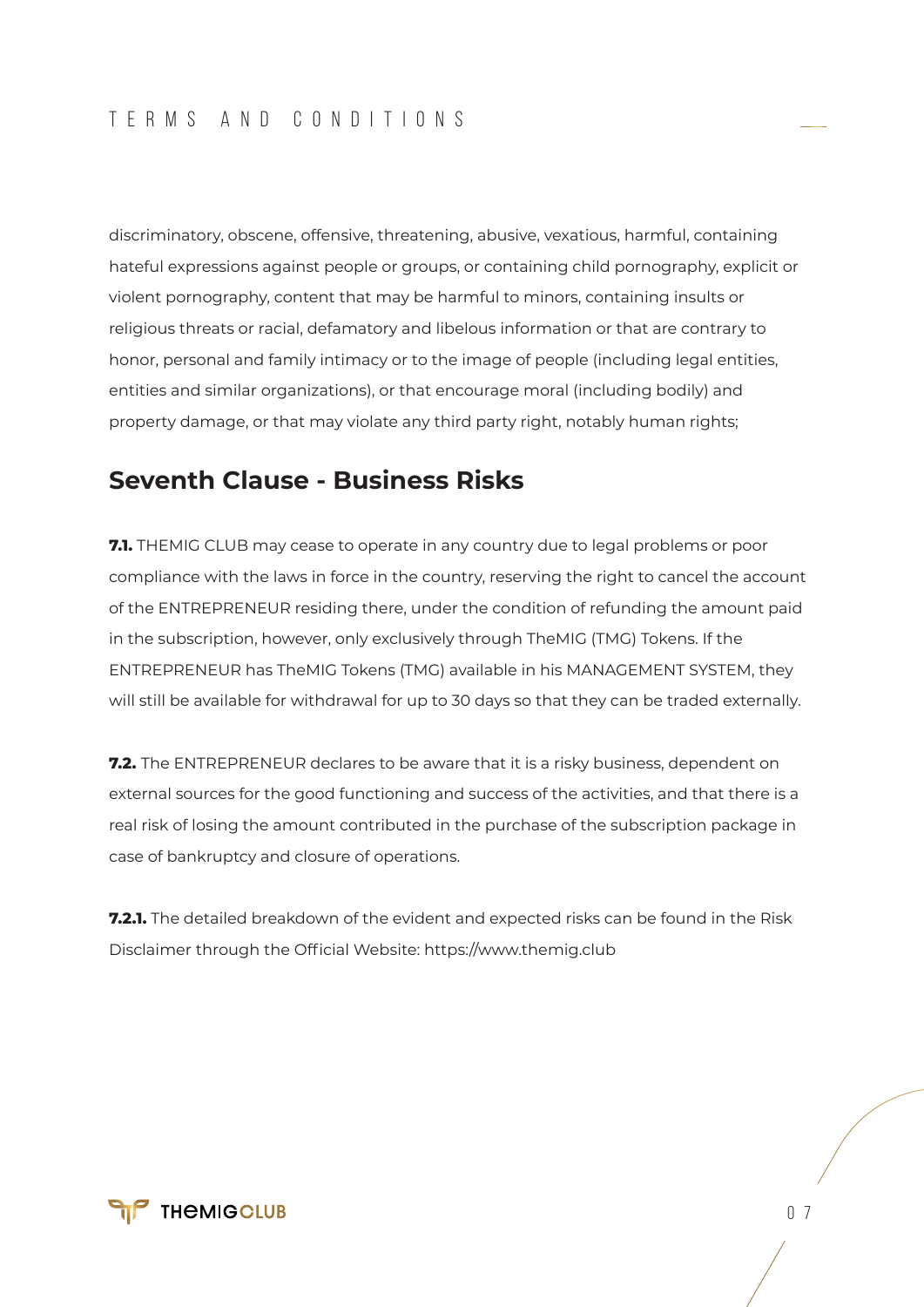discriminatory, obscene, offensive, threatening, abusive, vexatious, harmful, containing hateful expressions against people or groups, or containing child pornography, explicit or violent pornography, content that may be harmful to minors, containing insults or religious threats or racial, defamatory and libelous information or that are contrary to honor, personal and family intimacy or to the image of people (including legal entities, entities and similar organizations), or that encourage moral (including bodily) and property damage, or that may violate any third party right, notably human rights;

## Seventh Clause - Business Risks

**7.1.** THEMIG CLUB may cease to operate in any country due to legal problems or poor compliance with the laws in force in the country, reserving the right to cancel the account of the ENTREPRENEUR residing there, under the condition of refunding the amount paid in the subscription, however, only exclusively through TheMIG (TMG) Tokens. If the ENTREPRENEUR has TheMIG Tokens (TMG) available in his MANAGEMENT SYSTEM, they will still be available for withdrawal for up to 30 days so that they can be traded externally.

**7.2.** The ENTREPRENEUR declares to be aware that it is a risky business, dependent on external sources for the good functioning and success of the activities, and that there is a real risk of losing the amount contributed in the purchase of the subscription package in case of bankruptcy and closure of operations.

**7.2.1.** The detailed breakdown of the evident and expected risks can be found in the Risk Disclaimer through the Official Website: https://www.themig.club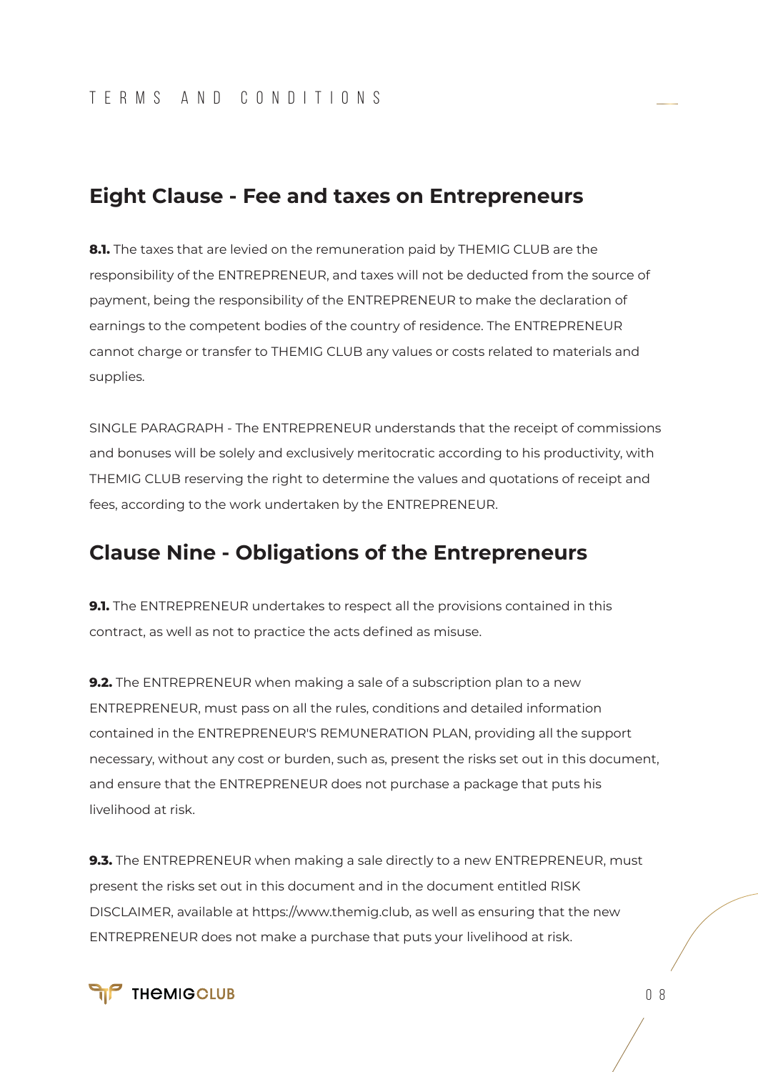## Eight Clause - Fee and taxes on Entrepreneurs

**8.1.** The taxes that are levied on the remuneration paid by THEMIG CLUB are the responsibility of the ENTREPRENEUR, and taxes will not be deducted from the source of payment, being the responsibility of the ENTREPRENEUR to make the declaration of earnings to the competent bodies of the country of residence. The ENTREPRENEUR cannot charge or transfer to THEMIG CLUB any values or costs related to materials and supplies.

SINGLE PARAGRAPH - The ENTREPRENEUR understands that the receipt of commissions and bonuses will be solely and exclusively meritocratic according to his productivity, with THEMIG CLUB reserving the right to determine the values and quotations of receipt and fees, according to the work undertaken by the ENTREPRENEUR.

## Clause Nine - Obligations of the Entrepreneurs

**9.1.** The ENTREPRENEUR undertakes to respect all the provisions contained in this contract, as well as not to practice the acts defined as misuse.

**9.2.** The ENTREPRENEUR when making a sale of a subscription plan to a new ENTREPRENEUR, must pass on all the rules, conditions and detailed information contained in the ENTREPRENEUR'S REMUNERATION PLAN, providing all the support necessary, without any cost or burden, such as, present the risks set out in this document, and ensure that the ENTREPRENEUR does not purchase a package that puts his livelihood at risk.

**9.3.** The ENTREPRENEUR when making a sale directly to a new ENTREPRENEUR, must present the risks set out in this document and in the document entitled RISK DISCLAIMER, available at https://www.themig.club, as well as ensuring that the new ENTREPRENEUR does not make a purchase that puts your livelihood at risk.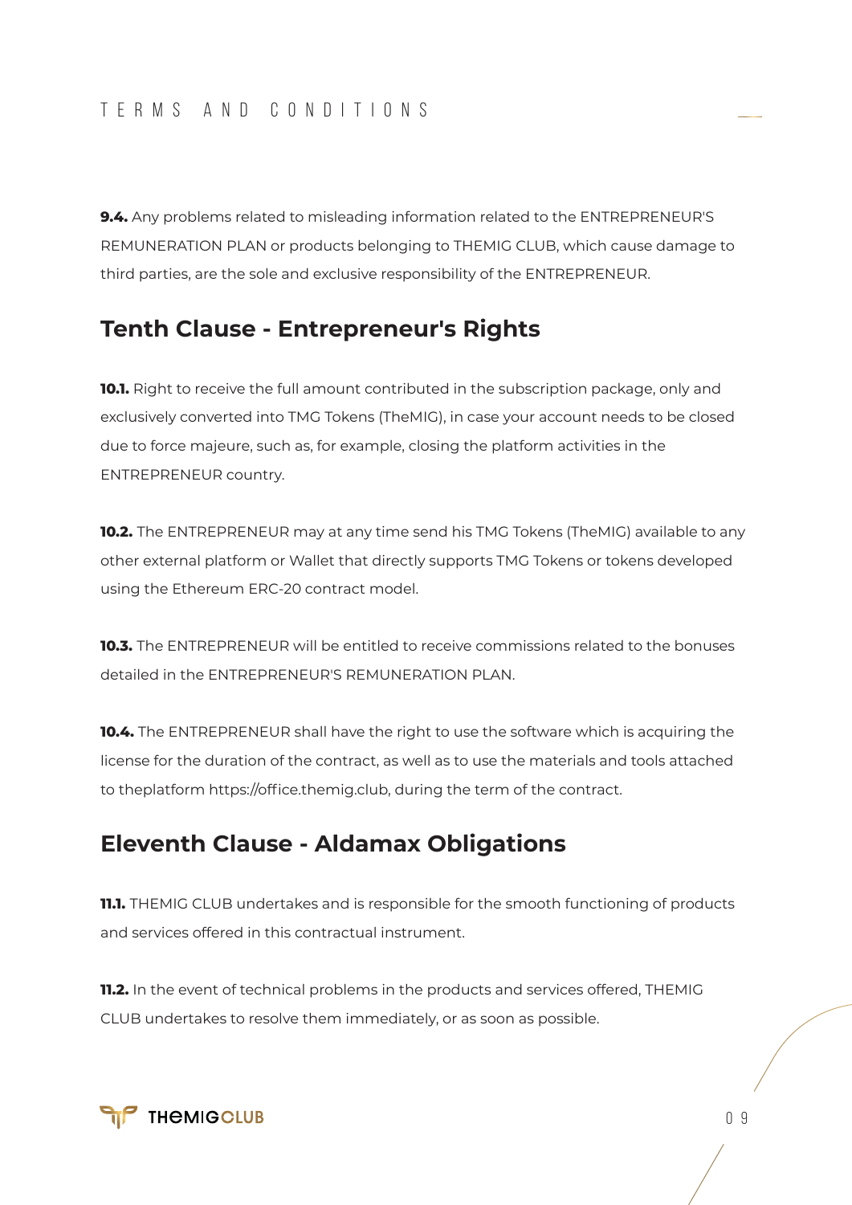**9.4.** Any problems related to misleading information related to the ENTREPRENEUR'S REMUNERATION PLAN or products belonging to THEMIG CLUB, which cause damage to third parties, are the sole and exclusive responsibility of the ENTREPRENEUR.

## Tenth Clause - Entrepreneur's Rights

**10.1.** Right to receive the full amount contributed in the subscription package, only and exclusively converted into TMG Tokens (TheMIG), in case your account needs to be closed due to force majeure, such as, for example, closing the platform activities in the ENTREPRENEUR country.

**10.2.** The ENTREPRENEUR may at any time send his TMG Tokens (TheMIG) available to any other external platform or Wallet that directly supports TMG Tokens or tokens developed using the Ethereum ERC-20 contract model.

**10.3.** The ENTREPRENEUR will be entitled to receive commissions related to the bonuses detailed in the ENTREPRENEUR'S REMUNERATION PLAN.

**10.4.** The ENTREPRENEUR shall have the right to use the software which is acquiring the license for the duration of the contract, as well as to use the materials and tools attached to theplatform https://office.themig.club, during the term of the contract.

## Eleventh Clause - Aldamax Obligations

**11.1.** THEMIG CLUB undertakes and is responsible for the smooth functioning of products and services offered in this contractual instrument.

**11.2.** In the event of technical problems in the products and services offered, THEMIG CLUB undertakes to resolve them immediately, or as soon as possible.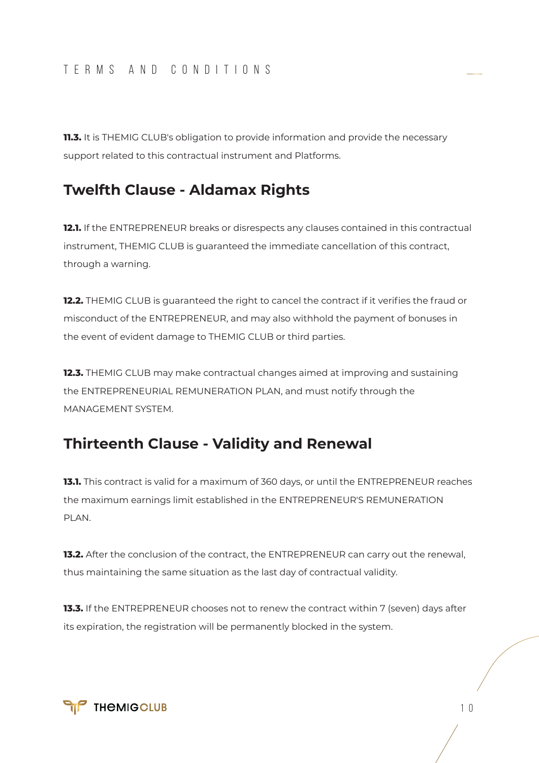**11.3.** It is THEMIG CLUB's obligation to provide information and provide the necessary support related to this contractual instrument and Platforms.

## Twelfth Clause - Aldamax Rights

**12.1.** If the ENTREPRENEUR breaks or disrespects any clauses contained in this contractual instrument, THEMIG CLUB is guaranteed the immediate cancellation of this contract, through a warning.

**12.2.** THEMIG CLUB is guaranteed the right to cancel the contract if it verifies the fraud or misconduct of the ENTREPRENEUR, and may also withhold the payment of bonuses in the event of evident damage to THEMIG CLUB or third parties.

**12.3.** THEMIG CLUB may make contractual changes aimed at improving and sustaining the ENTREPRENEURIAL REMUNERATION PLAN, and must notify through the MANAGEMENT SYSTEM.

## Thirteenth Clause - Validity and Renewal

**13.1.** This contract is valid for a maximum of 360 days, or until the ENTREPRENEUR reaches the maximum earnings limit established in the ENTREPRENEUR'S REMUNERATION PLAN.

**13.2.** After the conclusion of the contract, the ENTREPRENEUR can carry out the renewal, thus maintaining the same situation as the last day of contractual validity.

**13.3.** If the ENTREPRENEUR chooses not to renew the contract within 7 (seven) days after its expiration, the registration will be permanently blocked in the system.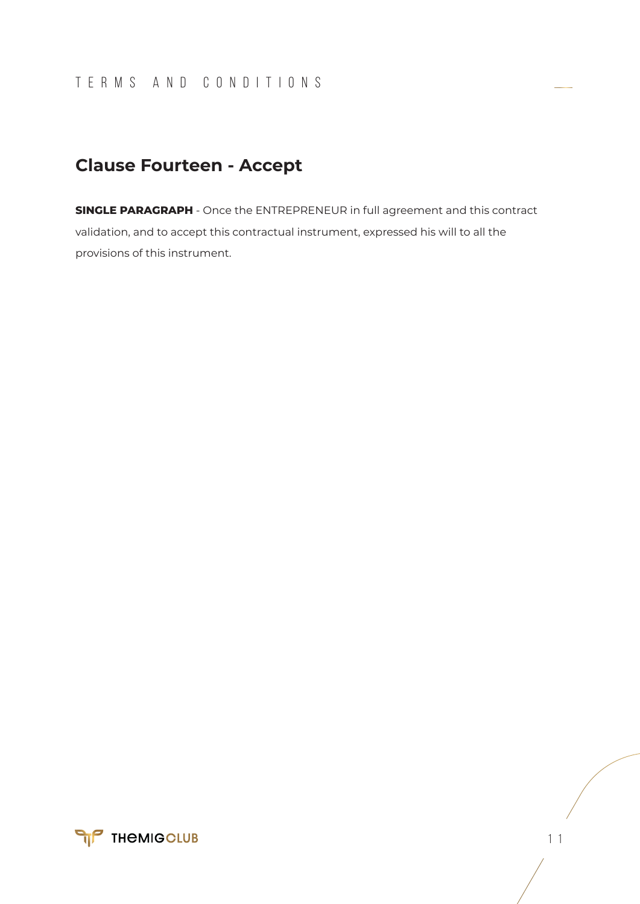## Clause Fourteen - Accept

**SINGLE PARAGRAPH** - Once the ENTREPRENEUR in full agreement and this contract validation, and to accept this contractual instrument, expressed his will to all the provisions of this instrument.